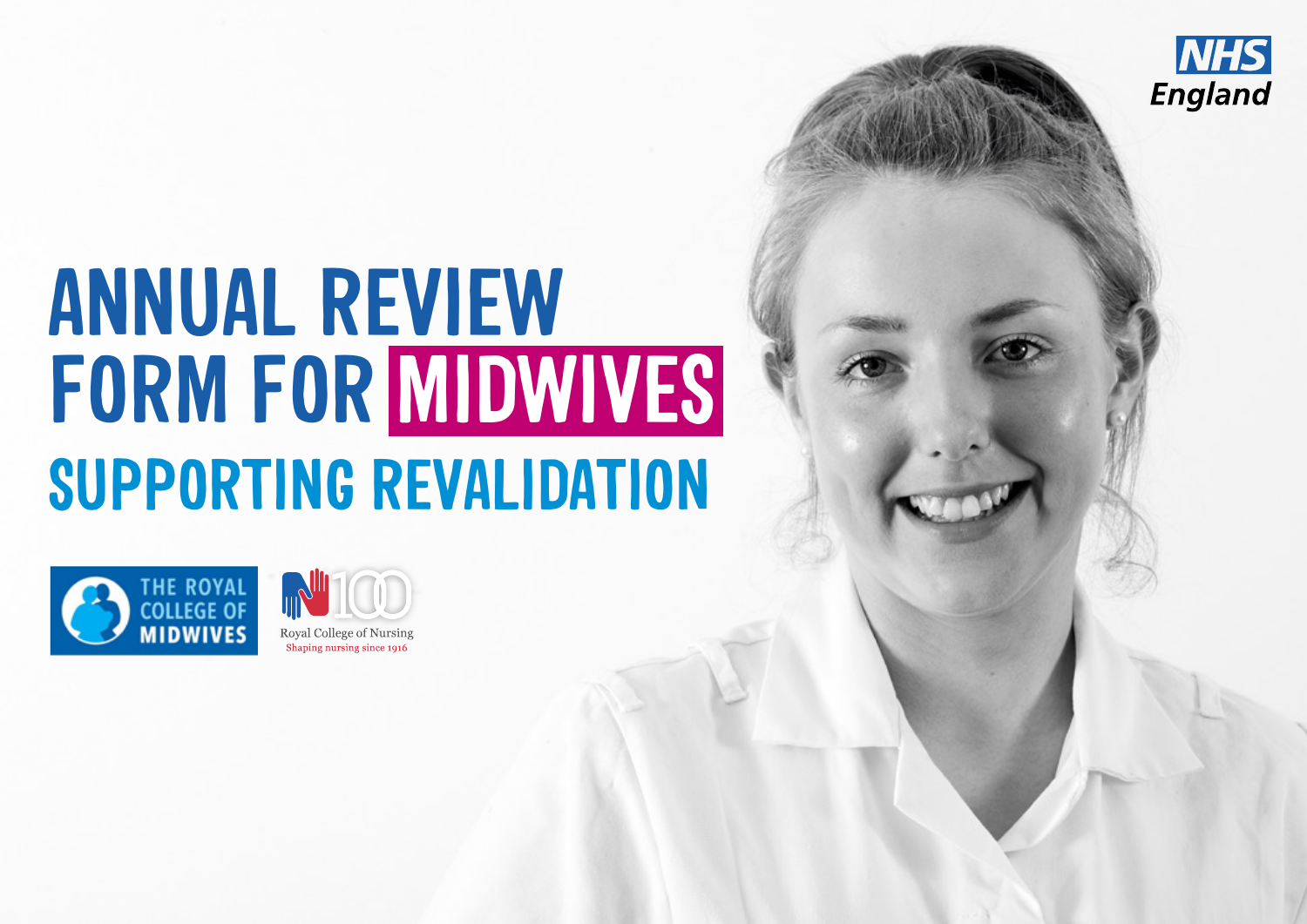NHS England

# ANNUAL REVIEW FORM FOR MIDWIVES

## SUPPORTING REVALIDATION

THE ROYAL COLLEGE OF MIDWIVES

Royal College of Nursing

Shaping nursing since 1916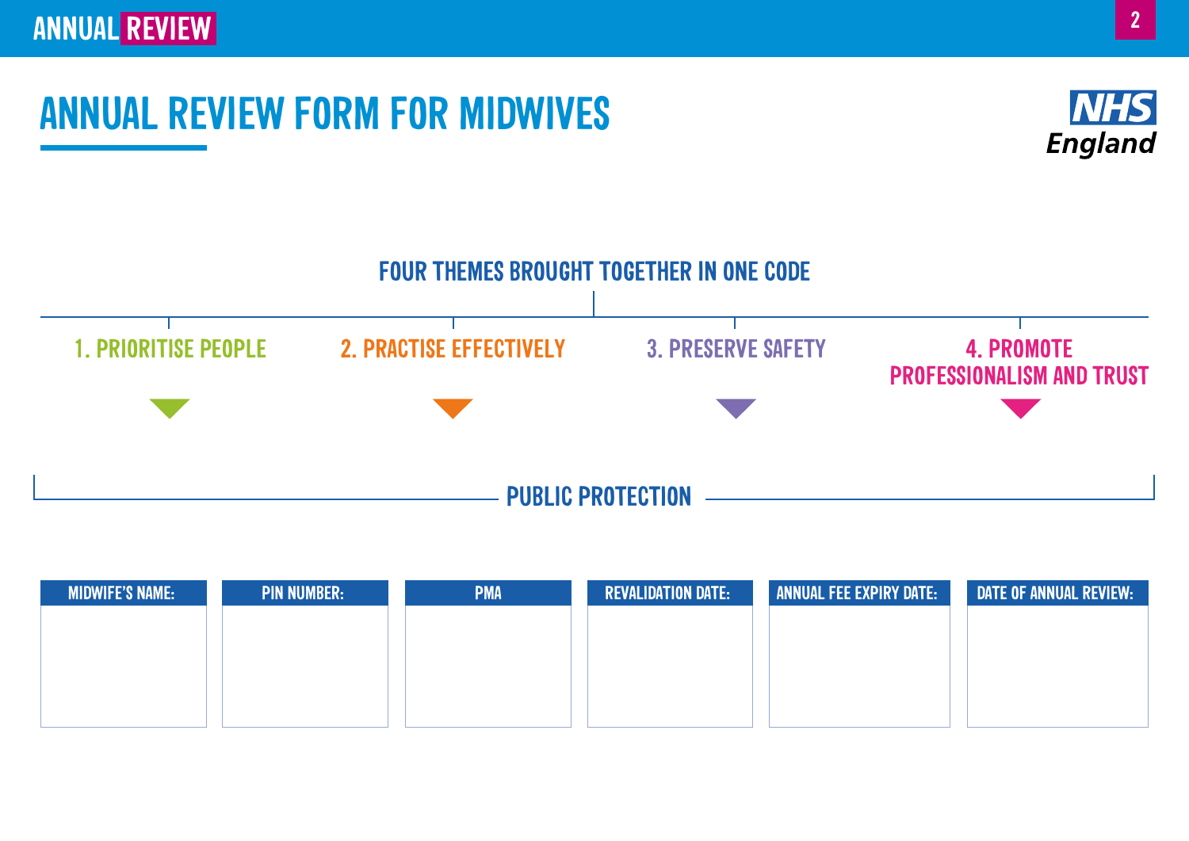# ANNUAL REVIEW FORM FOR MIDWIVES

NHS England

## FOUR THEMES BROUGHT TOGETHER IN ONE CODE

1. PRIORITISE PEOPLE
2. PRACTISE EFFECTIVELY
3. PRESERVE SAFETY
4. PROMOTE PROFESSIONALISM AND TRUST

PUBLIC PROTECTION

| MIDWIFE'S NAME: | PIN NUMBER: | PMA | REVALIDATION DATE: | ANNUAL FEE EXPIRY DATE: | DATE OF ANNUAL REVIEW: |
|---|---|---|---|---|---|
| | | | | | |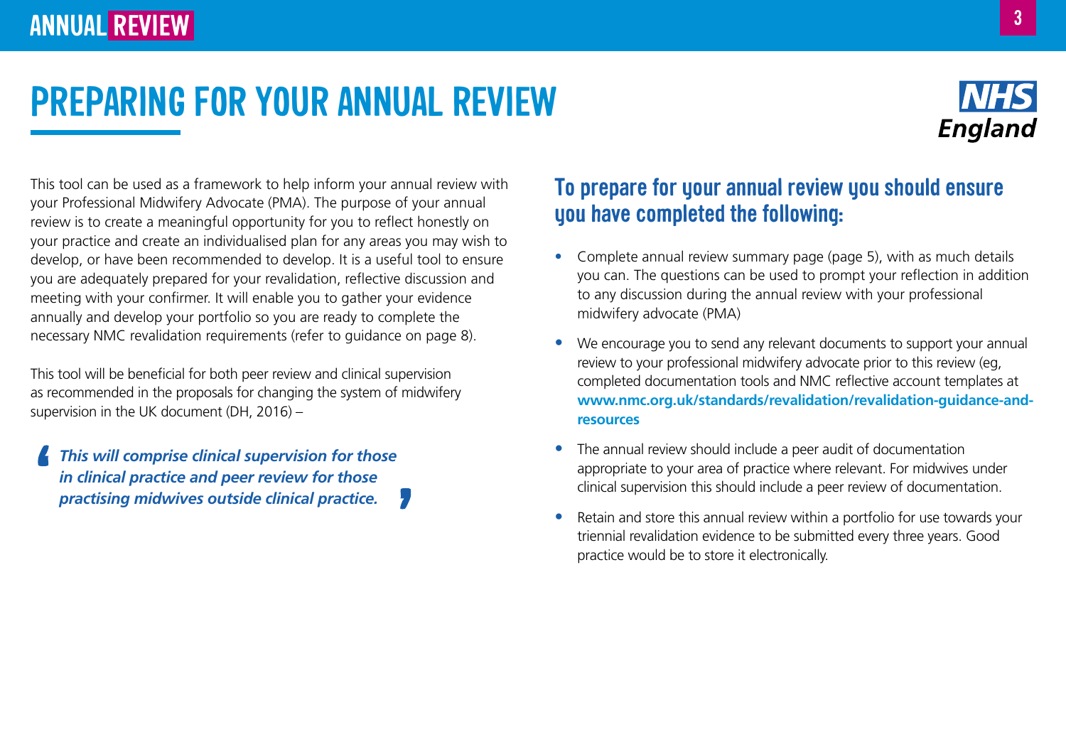# PREPARING FOR YOUR ANNUAL REVIEW

This tool can be used as a framework to help inform your annual review with your Professional Midwifery Advocate (PMA). The purpose of your annual review is to create a meaningful opportunity for you to reflect honestly on your practice and create an individualised plan for any areas you may wish to develop, or have been recommended to develop. It is a useful tool to ensure you are adequately prepared for your revalidation, reflective discussion and meeting with your confirmer. It will enable you to gather your evidence annually and develop your portfolio so you are ready to complete the necessary NMC revalidation requirements (refer to guidance on page 8).

This tool will be beneficial for both peer review and clinical supervision as recommended in the proposals for changing the system of midwifery supervision in the UK document (DH, 2016) –

> ***This will comprise clinical supervision for those in clinical practice and peer review for those practising midwives outside clinical practice.***

## To prepare for your annual review you should ensure you have completed the following:

- Complete annual review summary page (page 5), with as much details you can. The questions can be used to prompt your reflection in addition to any discussion during the annual review with your professional midwifery advocate (PMA)
- We encourage you to send any relevant documents to support your annual review to your professional midwifery advocate prior to this review (eg, completed documentation tools and NMC reflective account templates at **www.nmc.org.uk/standards/revalidation/revalidation-guidance-and-resources**
- The annual review should include a peer audit of documentation appropriate to your area of practice where relevant. For midwives under clinical supervision this should include a peer review of documentation.
- Retain and store this annual review within a portfolio for use towards your triennial revalidation evidence to be submitted every three years. Good practice would be to store it electronically.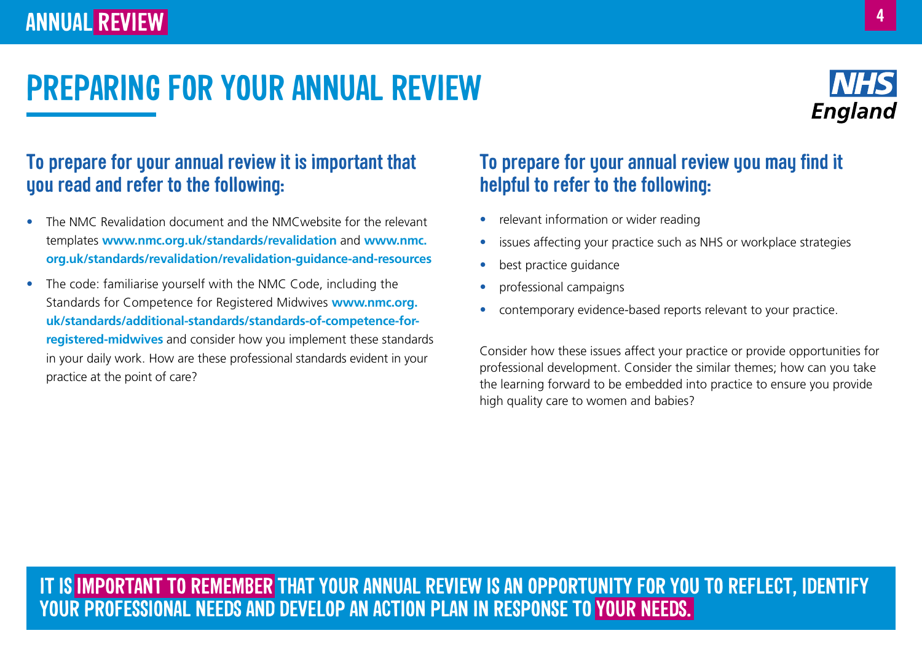# PREPARING FOR YOUR ANNUAL REVIEW

## To prepare for your annual review it is important that you read and refer to the following:

- The NMC Revalidation document and the NMCwebsite for the relevant templates **www.nmc.org.uk/standards/revalidation** and **www.nmc.org.uk/standards/revalidation/revalidation-guidance-and-resources**
- The code: familiarise yourself with the NMC Code, including the Standards for Competence for Registered Midwives **www.nmc.org.uk/standards/additional-standards/standards-of-competence-for-registered-midwives** and consider how you implement these standards in your daily work. How are these professional standards evident in your practice at the point of care?

## To prepare for your annual review you may find it helpful to refer to the following:

- relevant information or wider reading
- issues affecting your practice such as NHS or workplace strategies
- best practice guidance
- professional campaigns
- contemporary evidence-based reports relevant to your practice.

Consider how these issues affect your practice or provide opportunities for professional development. Consider the similar themes; how can you take the learning forward to be embedded into practice to ensure you provide high quality care to women and babies?

**IT IS IMPORTANT TO REMEMBER THAT YOUR ANNUAL REVIEW IS AN OPPORTUNITY FOR YOU TO REFLECT, IDENTIFY YOUR PROFESSIONAL NEEDS AND DEVELOP AN ACTION PLAN IN RESPONSE TO YOUR NEEDS.**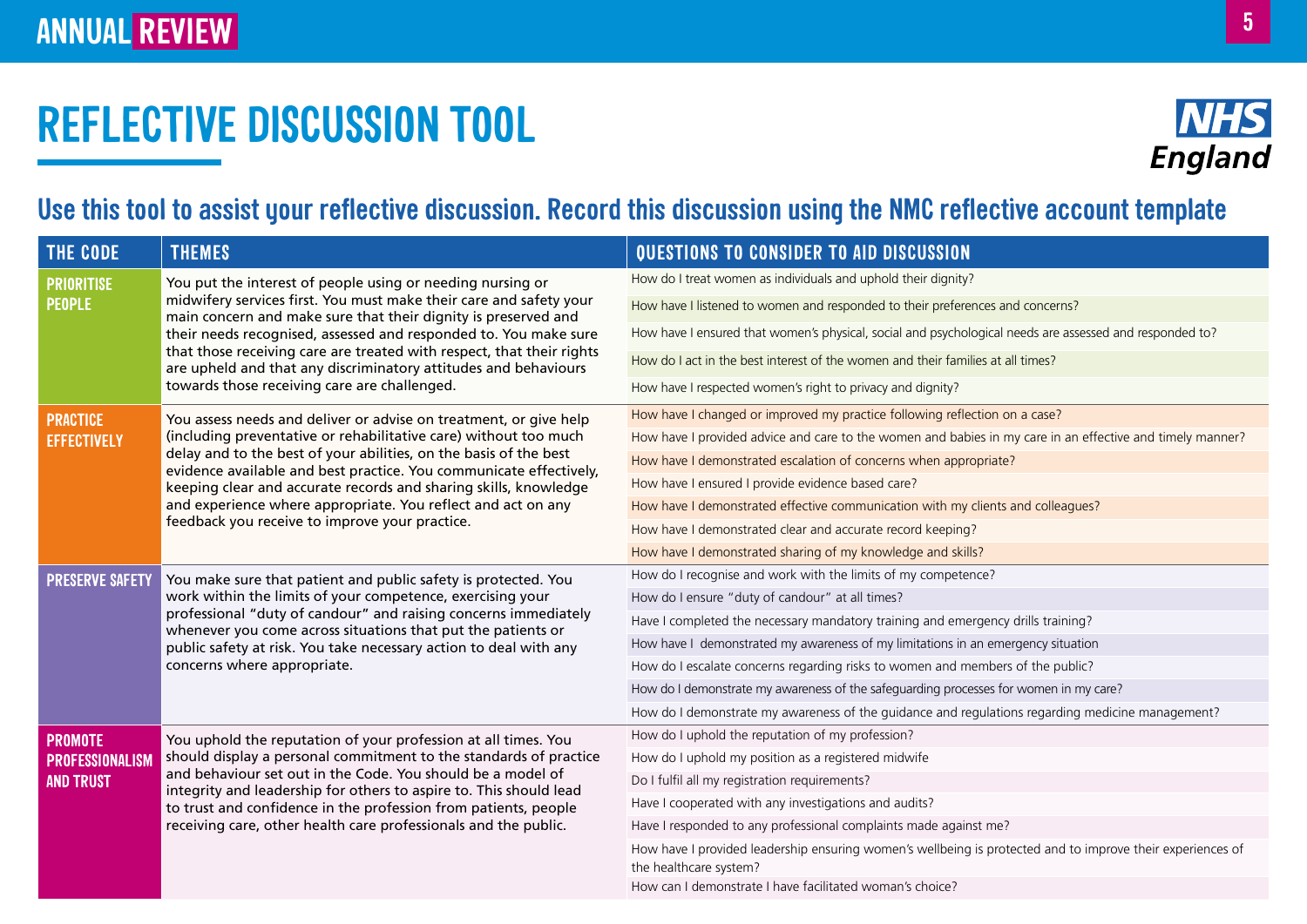# REFLECTIVE DISCUSSION TOOL

NHS England

## Use this tool to assist your reflective discussion. Record this discussion using the NMC reflective account template

| THE CODE | THEMES | QUESTIONS TO CONSIDER TO AID DISCUSSION |
|---|---|---|
| **PRIORITISE PEOPLE** | You put the interest of people using or needing nursing or midwifery services first. You must make their care and safety your main concern and make sure that their dignity is preserved and their needs recognised, assessed and responded to. You make sure that those receiving care are treated with respect, that their rights are upheld and that any discriminatory attitudes and behaviours towards those receiving care are challenged. | How do I treat women as individuals and uphold their dignity? |
| | | How have I listened to women and responded to their preferences and concerns? |
| | | How have I ensured that women's physical, social and psychological needs are assessed and responded to? |
| | | How do I act in the best interest of the women and their families at all times? |
| | | How have I respected women's right to privacy and dignity? |
| **PRACTICE EFFECTIVELY** | You assess needs and deliver or advise on treatment, or give help (including preventative or rehabilitative care) without too much delay and to the best of your abilities, on the basis of the best evidence available and best practice. You communicate effectively, keeping clear and accurate records and sharing skills, knowledge and experience where appropriate. You reflect and act on any feedback you receive to improve your practice. | How have I changed or improved my practice following reflection on a case? |
| | | How have I provided advice and care to the women and babies in my care in an effective and timely manner? |
| | | How have I demonstrated escalation of concerns when appropriate? |
| | | How have I ensured I provide evidence based care? |
| | | How have I demonstrated effective communication with my clients and colleagues? |
| | | How have I demonstrated clear and accurate record keeping? |
| | | How have I demonstrated sharing of my knowledge and skills? |
| **PRESERVE SAFETY** | You make sure that patient and public safety is protected. You work within the limits of your competence, exercising your professional "duty of candour" and raising concerns immediately whenever you come across situations that put the patients or public safety at risk. You take necessary action to deal with any concerns where appropriate. | How do I recognise and work with the limits of my competence? |
| | | How do I ensure "duty of candour" at all times? |
| | | Have I completed the necessary mandatory training and emergency drills training? |
| | | How have I demonstrated my awareness of my limitations in an emergency situation |
| | | How do I escalate concerns regarding risks to women and members of the public? |
| | | How do I demonstrate my awareness of the safeguarding processes for women in my care? |
| | | How do I demonstrate my awareness of the guidance and regulations regarding medicine management? |
| **PROMOTE PROFESSIONALISM AND TRUST** | You uphold the reputation of your profession at all times. You should display a personal commitment to the standards of practice and behaviour set out in the Code. You should be a model of integrity and leadership for others to aspire to. This should lead to trust and confidence in the profession from patients, people receiving care, other health care professionals and the public. | How do I uphold the reputation of my profession? |
| | | How do I uphold my position as a registered midwife |
| | | Do I fulfil all my registration requirements? |
| | | Have I cooperated with any investigations and audits? |
| | | Have I responded to any professional complaints made against me? |
| | | How have I provided leadership ensuring women's wellbeing is protected and to improve their experiences of the healthcare system? |
| | | How can I demonstrate I have facilitated woman's choice? |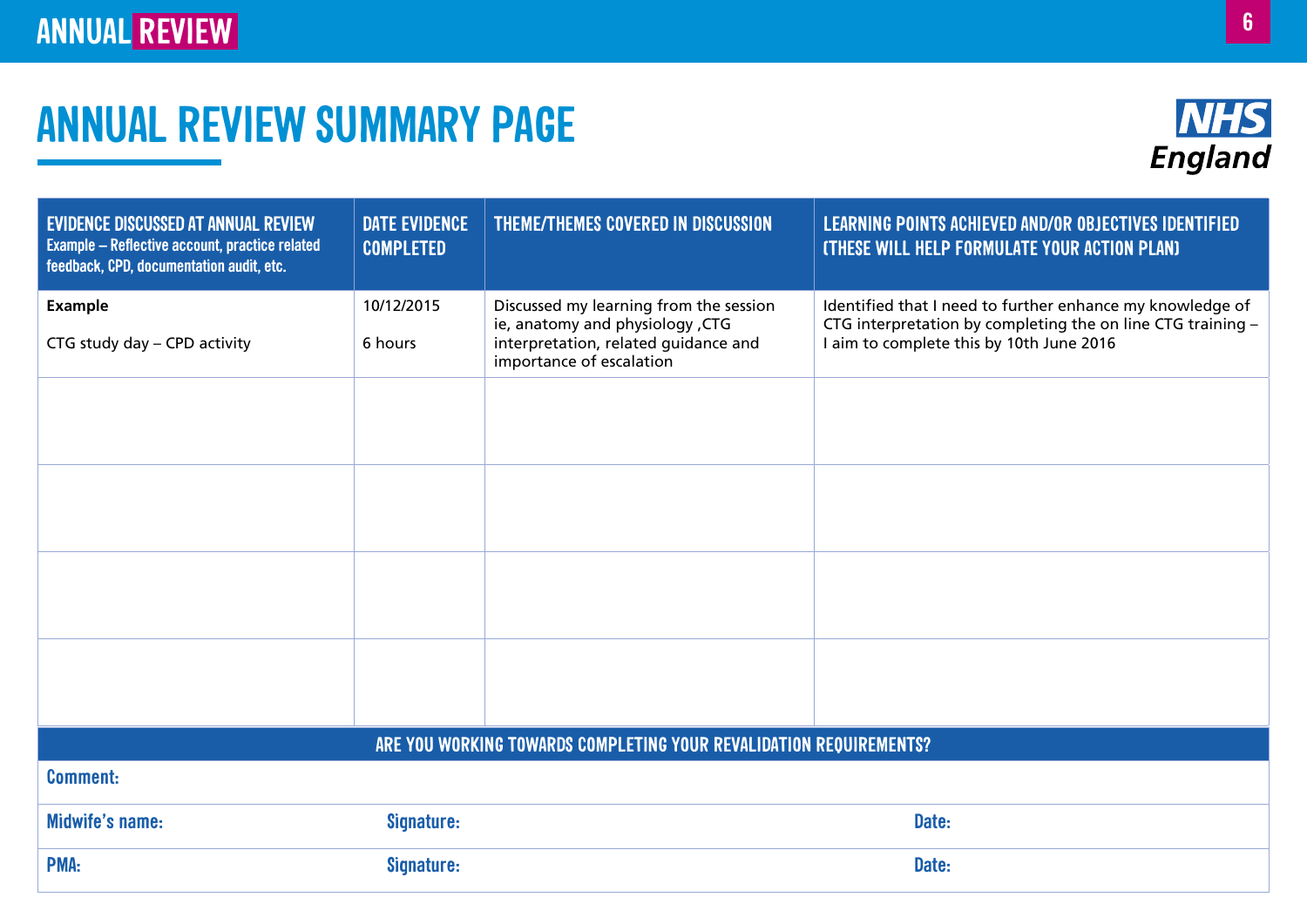# ANNUAL REVIEW SUMMARY PAGE

NHS England

| EVIDENCE DISCUSSED AT ANNUAL REVIEW Example – Reflective account, practice related feedback, CPD, documentation audit, etc. | DATE EVIDENCE COMPLETED | THEME/THEMES COVERED IN DISCUSSION | LEARNING POINTS ACHIEVED AND/OR OBJECTIVES IDENTIFIED (THESE WILL HELP FORMULATE YOUR ACTION PLAN) |
|---|---|---|---|
| **Example** CTG study day – CPD activity | 10/12/2015 6 hours | Discussed my learning from the session ie, anatomy and physiology ,CTG interpretation, related guidance and importance of escalation | Identified that I need to further enhance my knowledge of CTG interpretation by completing the on line CTG training – I aim to complete this by 10th June 2016 |
| | | | |
| | | | |
| | | | |
| | | | |

**ARE YOU WORKING TOWARDS COMPLETING YOUR REVALIDATION REQUIREMENTS?**

**Comment:**

| | | |
|---|---|---|
| **Midwife's name:** | **Signature:** | **Date:** |
| **PMA:** | **Signature:** | **Date:** |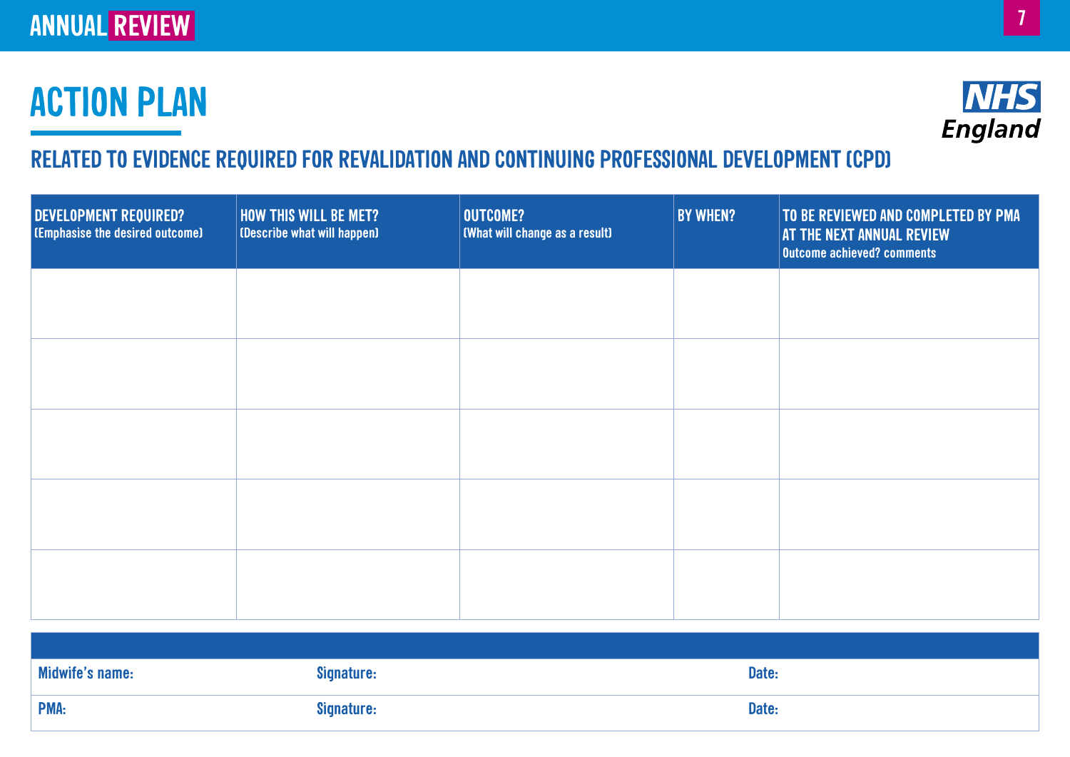# ACTION PLAN

NHS England

## RELATED TO EVIDENCE REQUIRED FOR REVALIDATION AND CONTINUING PROFESSIONAL DEVELOPMENT (CPD)

| DEVELOPMENT REQUIRED? (Emphasise the desired outcome) | HOW THIS WILL BE MET? (Describe what will happen) | OUTCOME? (What will change as a result) | BY WHEN? | TO BE REVIEWED AND COMPLETED BY PMA AT THE NEXT ANNUAL REVIEW Outcome achieved? comments |
|---|---|---|---|---|
| | | | | |
| | | | | |
| | | | | |
| | | | | |
| | | | | |

| | | |
|---|---|---|
| Midwife's name: | Signature: | Date: |
| PMA: | Signature: | Date: |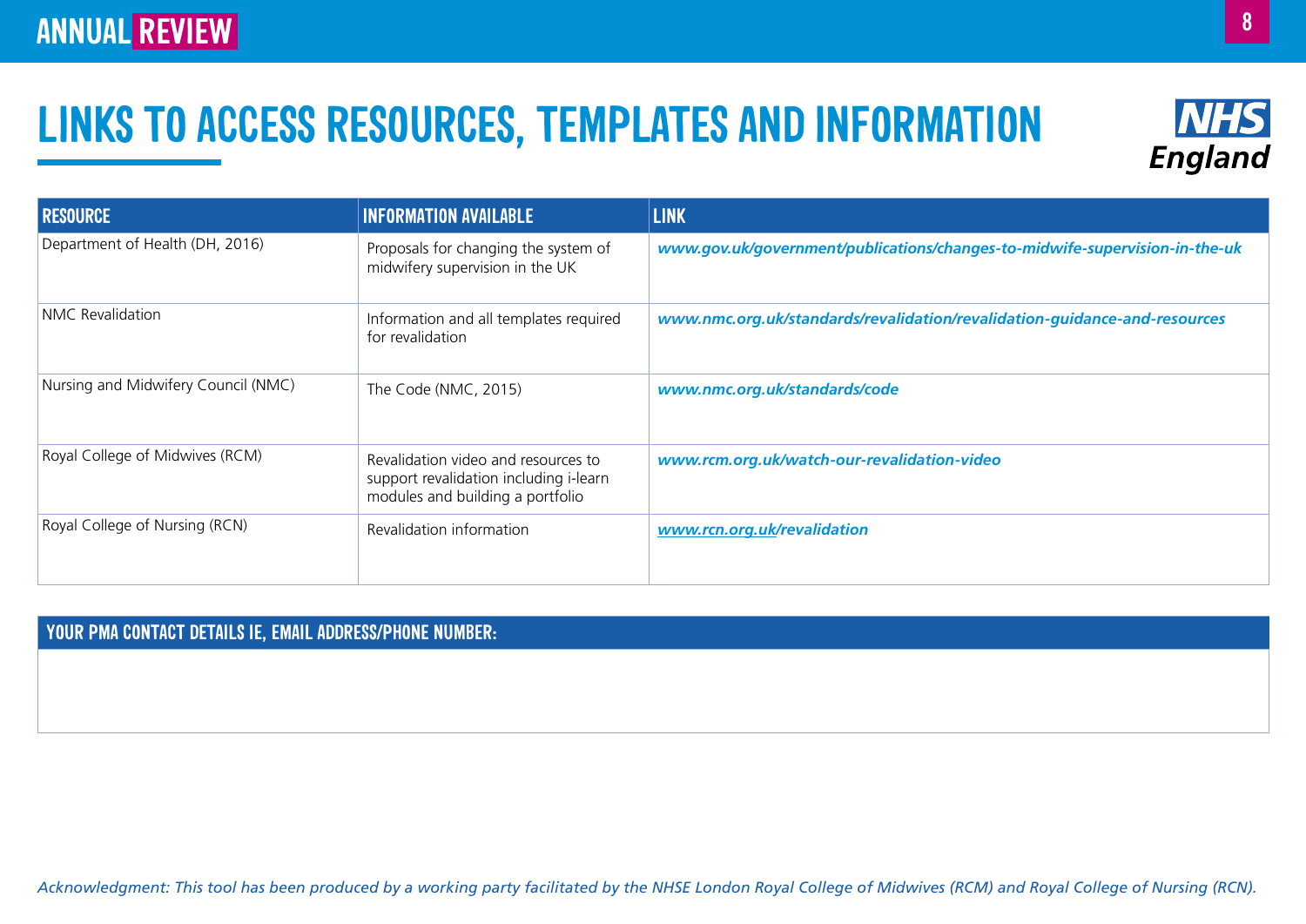# LINKS TO ACCESS RESOURCES, TEMPLATES AND INFORMATION

| RESOURCE | INFORMATION AVAILABLE | LINK |
|---|---|---|
| Department of Health (DH, 2016) | Proposals for changing the system of midwifery supervision in the UK | ***www.gov.uk/government/publications/changes-to-midwife-supervision-in-the-uk*** |
| NMC Revalidation | Information and all templates required for revalidation | ***www.nmc.org.uk/standards/revalidation/revalidation-guidance-and-resources*** |
| Nursing and Midwifery Council (NMC) | The Code (NMC, 2015) | ***www.nmc.org.uk/standards/code*** |
| Royal College of Midwives (RCM) | Revalidation video and resources to support revalidation including i-learn modules and building a portfolio | ***www.rcm.org.uk/watch-our-revalidation-video*** |
| Royal College of Nursing (RCN) | Revalidation information | ***www.rcn.org.uk/revalidation*** |

| YOUR PMA CONTACT DETAILS IE, EMAIL ADDRESS/PHONE NUMBER: |
|---|
| |

*Acknowledgment: This tool has been produced by a working party facilitated by the NHSE London Royal College of Midwives (RCM) and Royal College of Nursing (RCN).*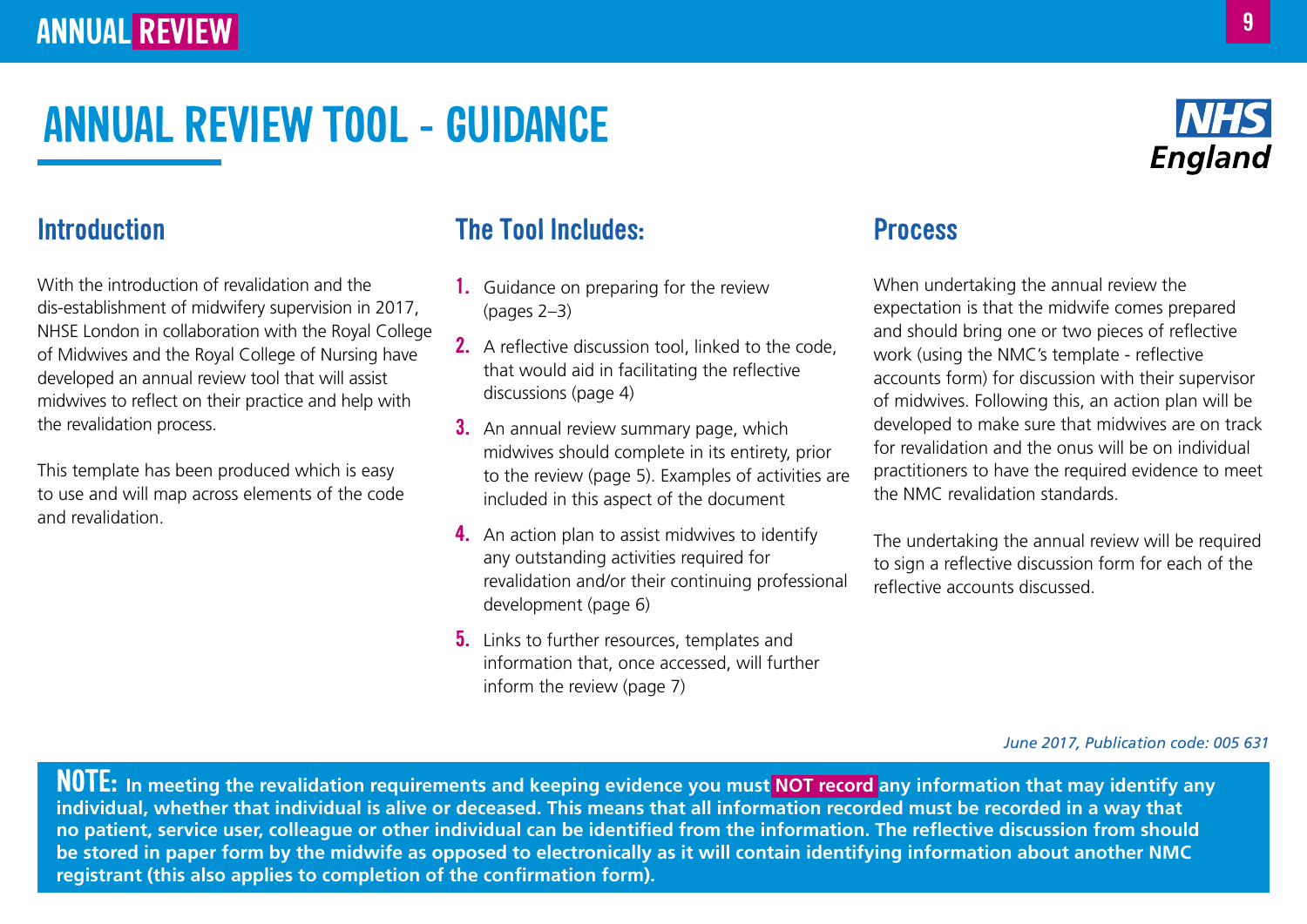# ANNUAL REVIEW TOOL - GUIDANCE

## Introduction

With the introduction of revalidation and the dis-establishment of midwifery supervision in 2017, NHSE London in collaboration with the Royal College of Midwives and the Royal College of Nursing have developed an annual review tool that will assist midwives to reflect on their practice and help with the revalidation process.

This template has been produced which is easy to use and will map across elements of the code and revalidation.

## The Tool Includes:

1. Guidance on preparing for the review (pages 2–3)
2. A reflective discussion tool, linked to the code, that would aid in facilitating the reflective discussions (page 4)
3. An annual review summary page, which midwives should complete in its entirety, prior to the review (page 5). Examples of activities are included in this aspect of the document
4. An action plan to assist midwives to identify any outstanding activities required for revalidation and/or their continuing professional development (page 6)
5. Links to further resources, templates and information that, once accessed, will further inform the review (page 7)

## Process

When undertaking the annual review the expectation is that the midwife comes prepared and should bring one or two pieces of reflective work (using the NMC's template - reflective accounts form) for discussion with their supervisor of midwives. Following this, an action plan will be developed to make sure that midwives are on track for revalidation and the onus will be on individual practitioners to have the required evidence to meet the NMC revalidation standards.

The undertaking the annual review will be required to sign a reflective discussion form for each of the reflective accounts discussed.

*June 2017, Publication code: 005 631*

**NOTE: In meeting the revalidation requirements and keeping evidence you must NOT record any information that may identify any individual, whether that individual is alive or deceased. This means that all information recorded must be recorded in a way that no patient, service user, colleague or other individual can be identified from the information. The reflective discussion from should be stored in paper form by the midwife as opposed to electronically as it will contain identifying information about another NMC registrant (this also applies to completion of the confirmation form).**